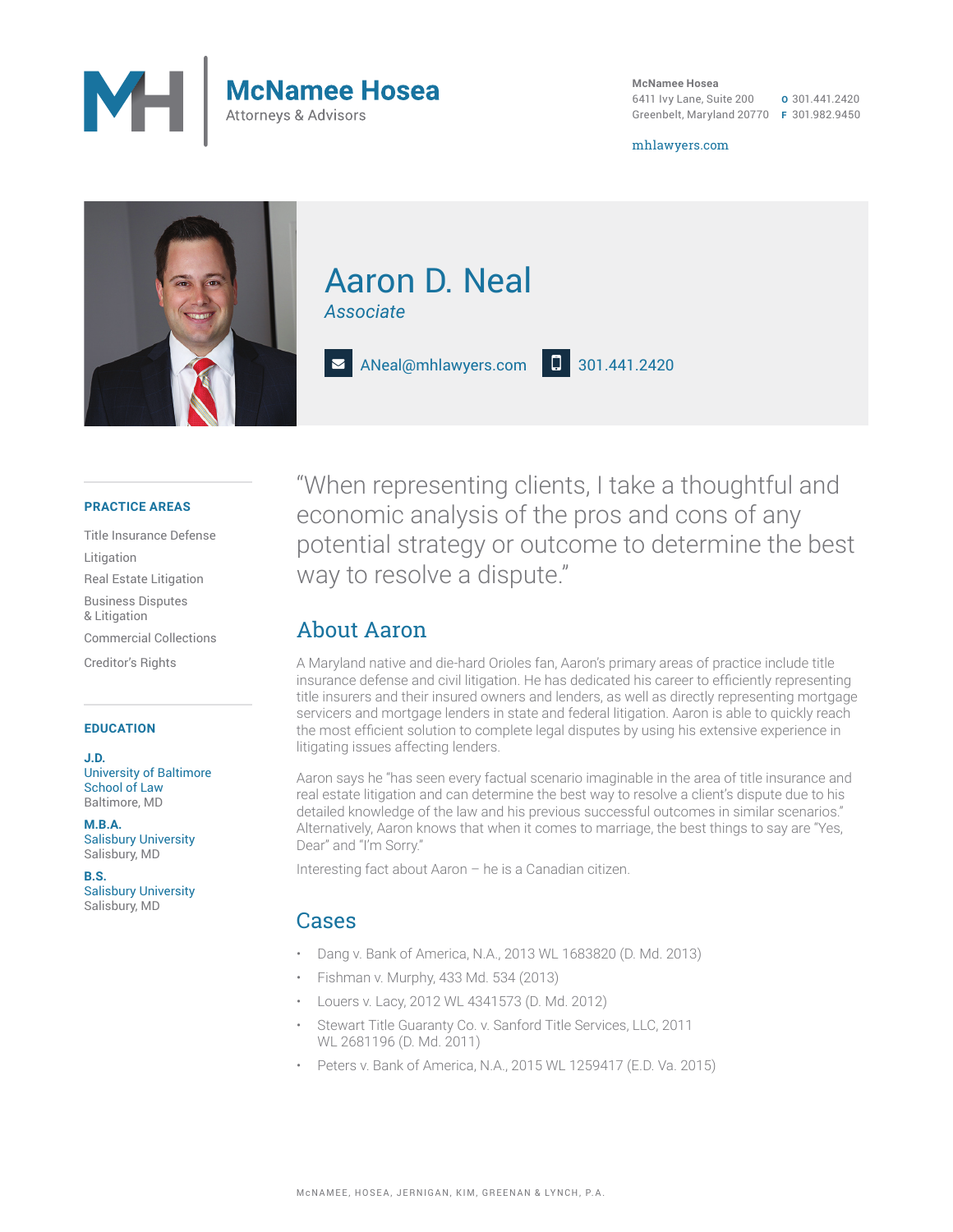# McNamee Hosea

Attorneys & Advisors

McNamee Hosea
6411 Ivy Lane, Suite 200
Greenbelt, Maryland 20770

O 301.441.2420
F 301.982.9450

mhlawyers.com

# Aaron D. Neal

*Associate*

ANeal@mhlawyers.com | 301.441.2420

### PRACTICE AREAS

Title Insurance Defense

Litigation

Real Estate Litigation

Business Disputes & Litigation

Commercial Collections

Creditor's Rights

### EDUCATION

**J.D.**
University of Baltimore School of Law
Baltimore, MD

**M.B.A.**
Salisbury University
Salisbury, MD

**B.S.**
Salisbury University
Salisbury, MD

"When representing clients, I take a thoughtful and economic analysis of the pros and cons of any potential strategy or outcome to determine the best way to resolve a dispute."

## About Aaron

A Maryland native and die-hard Orioles fan, Aaron's primary areas of practice include title insurance defense and civil litigation. He has dedicated his career to efficiently representing title insurers and their insured owners and lenders, as well as directly representing mortgage servicers and mortgage lenders in state and federal litigation. Aaron is able to quickly reach the most efficient solution to complete legal disputes by using his extensive experience in litigating issues affecting lenders.

Aaron says he "has seen every factual scenario imaginable in the area of title insurance and real estate litigation and can determine the best way to resolve a client's dispute due to his detailed knowledge of the law and his previous successful outcomes in similar scenarios." Alternatively, Aaron knows that when it comes to marriage, the best things to say are "Yes, Dear" and "I'm Sorry."

Interesting fact about Aaron – he is a Canadian citizen.

## Cases

- Dang v. Bank of America, N.A., 2013 WL 1683820 (D. Md. 2013)
- Fishman v. Murphy, 433 Md. 534 (2013)
- Louers v. Lacy, 2012 WL 4341573 (D. Md. 2012)
- Stewart Title Guaranty Co. v. Sanford Title Services, LLC, 2011 WL 2681196 (D. Md. 2011)
- Peters v. Bank of America, N.A., 2015 WL 1259417 (E.D. Va. 2015)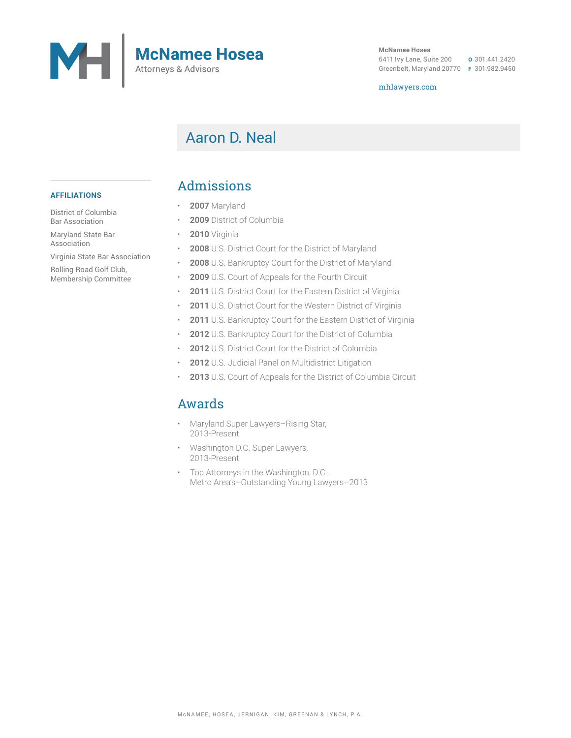McNamee Hosea
Attorneys & Advisors

**McNamee Hosea**
6411 Ivy Lane, Suite 200
Greenbelt, Maryland 20770
**O** 301.441.2420
**F** 301.982.9450

mhlawyers.com

# Aaron D. Neal

**AFFILIATIONS**

District of Columbia Bar Association

Maryland State Bar Association

Virginia State Bar Association

Rolling Road Golf Club, Membership Committee

## Admissions

- **2007** Maryland
- **2009** District of Columbia
- **2010** Virginia
- **2008** U.S. District Court for the District of Maryland
- **2008** U.S. Bankruptcy Court for the District of Maryland
- **2009** U.S. Court of Appeals for the Fourth Circuit
- **2011** U.S. District Court for the Eastern District of Virginia
- **2011** U.S. District Court for the Western District of Virginia
- **2011** U.S. Bankruptcy Court for the Eastern District of Virginia
- **2012** U.S. Bankruptcy Court for the District of Columbia
- **2012** U.S. District Court for the District of Columbia
- **2012** U.S. Judicial Panel on Multidistrict Litigation
- **2013** U.S. Court of Appeals for the District of Columbia Circuit

## Awards

- Maryland Super Lawyers–Rising Star, 2013-Present
- Washington D.C. Super Lawyers, 2013-Present
- Top Attorneys in the Washington, D.C., Metro Area's–Outstanding Young Lawyers–2013

McNAMEE, HOSEA, JERNIGAN, KIM, GREENAN & LYNCH, P.A.